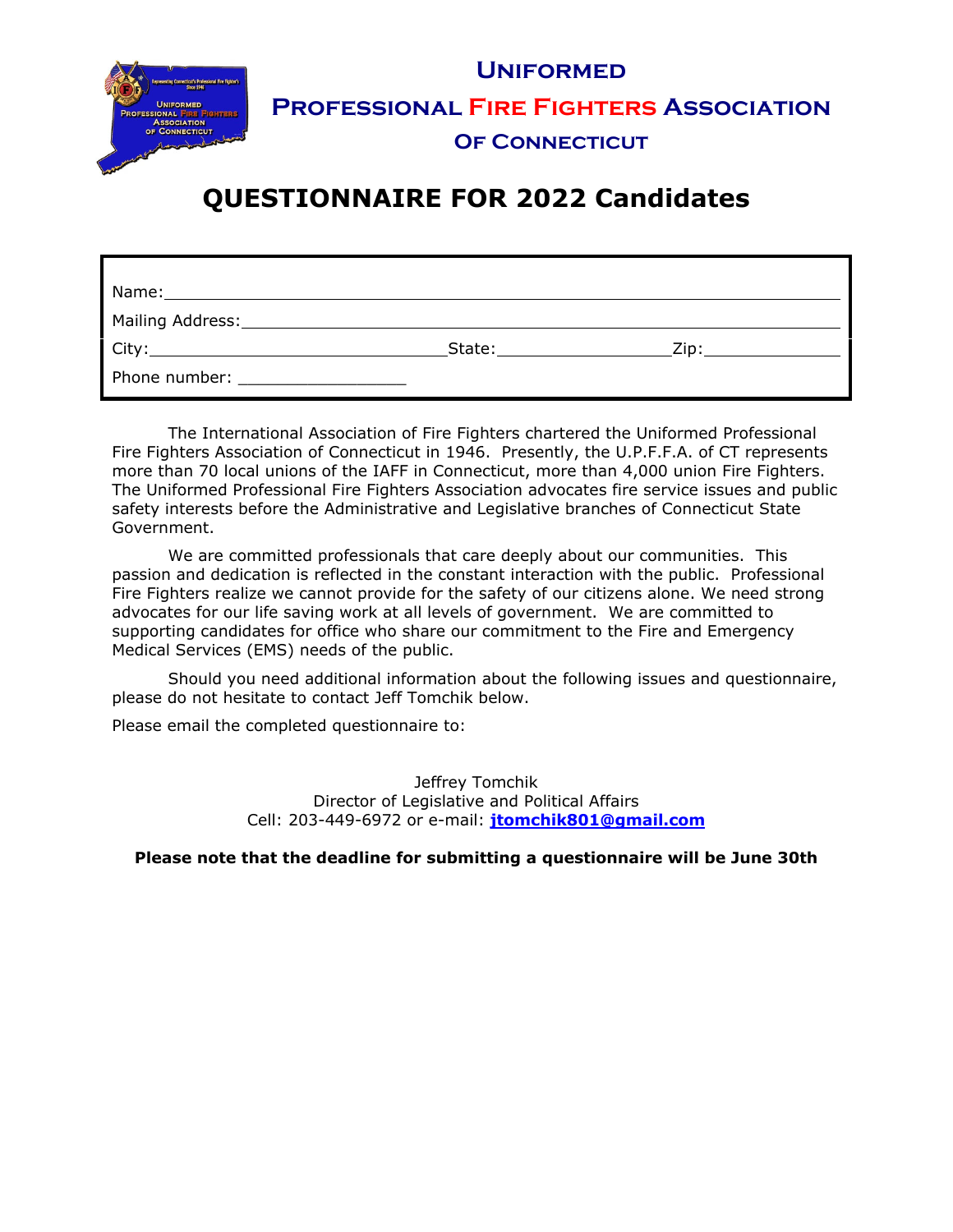# Uniformed

# Professional Fire Fighters Association

## Of Connecticut

# QUESTIONNAIRE FOR 2022 Candidates

Name:\_\_\_\_\_\_\_\_\_\_\_\_\_\_\_\_\_\_\_\_\_\_\_\_\_\_\_\_\_\_\_\_\_\_\_\_\_\_\_\_\_\_\_\_\_\_\_\_\_\_\_\_\_\_\_\_\_\_\_\_

Mailing Address:\_\_\_\_\_\_\_\_\_\_\_\_\_\_\_\_\_\_\_\_\_\_\_\_\_\_\_\_\_\_\_\_\_\_\_\_\_\_\_\_\_\_\_\_\_\_\_\_\_\_\_\_

City:\_\_\_\_\_\_\_\_\_\_\_\_\_\_\_\_\_\_\_\_\_\_\_\_\_\_\_\_State:\_\_\_\_\_\_\_\_\_\_\_\_\_\_\_Zip:\_\_\_\_\_\_\_\_\_\_\_\_

Phone number: \_\_\_\_\_\_\_\_\_\_\_\_\_\_\_\_\_

The International Association of Fire Fighters chartered the Uniformed Professional Fire Fighters Association of Connecticut in 1946. Presently, the U.P.F.F.A. of CT represents more than 70 local unions of the IAFF in Connecticut, more than 4,000 union Fire Fighters. The Uniformed Professional Fire Fighters Association advocates fire service issues and public safety interests before the Administrative and Legislative branches of Connecticut State Government.

We are committed professionals that care deeply about our communities. This passion and dedication is reflected in the constant interaction with the public. Professional Fire Fighters realize we cannot provide for the safety of our citizens alone. We need strong advocates for our life saving work at all levels of government. We are committed to supporting candidates for office who share our commitment to the Fire and Emergency Medical Services (EMS) needs of the public.

Should you need additional information about the following issues and questionnaire, please do not hesitate to contact Jeff Tomchik below.

Please email the completed questionnaire to:

Jeffrey Tomchik
Director of Legislative and Political Affairs
Cell: 203-449-6972 or e-mail: **jtomchik801@gmail.com**

**Please note that the deadline for submitting a questionnaire will be June 30th**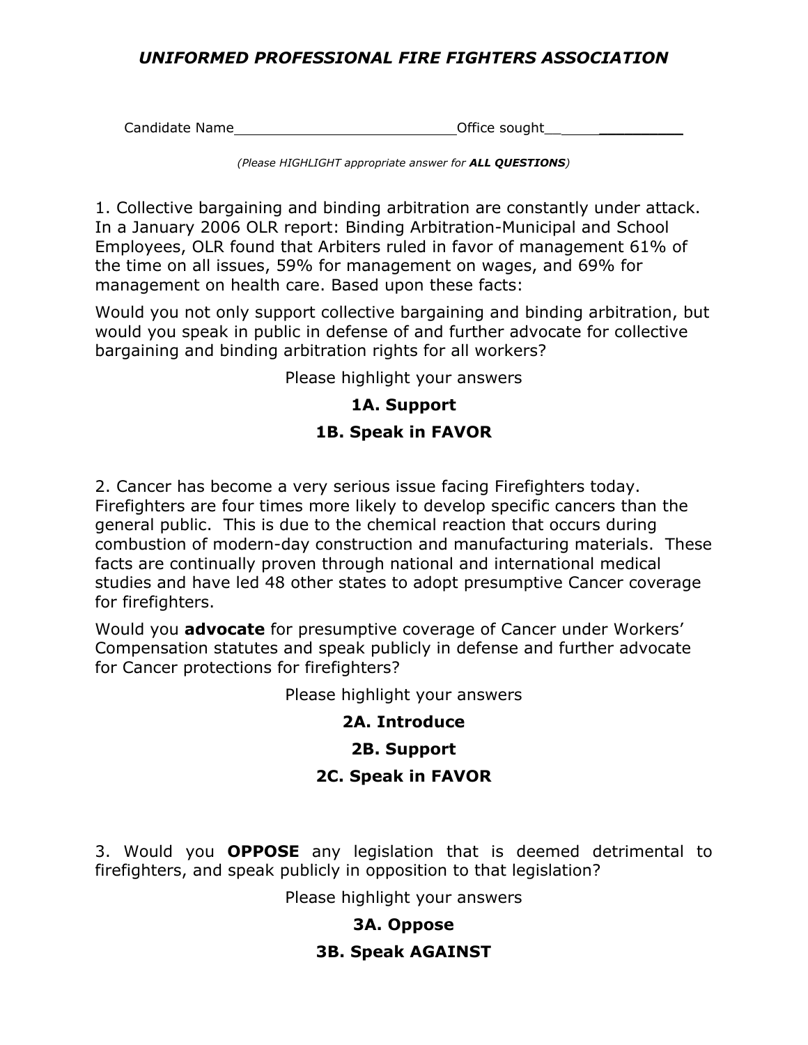## *UNIFORMED PROFESSIONAL FIRE FIGHTERS ASSOCIATION*

Candidate Name__________________________Office sought__________________

*(Please HIGHLIGHT appropriate answer for **ALL QUESTIONS**)*

1. Collective bargaining and binding arbitration are constantly under attack. In a January 2006 OLR report: Binding Arbitration-Municipal and School Employees, OLR found that Arbiters ruled in favor of management 61% of the time on all issues, 59% for management on wages, and 69% for management on health care. Based upon these facts:

Would you not only support collective bargaining and binding arbitration, but would you speak in public in defense of and further advocate for collective bargaining and binding arbitration rights for all workers?

Please highlight your answers

**1A. Support**

**1B. Speak in FAVOR**

2. Cancer has become a very serious issue facing Firefighters today. Firefighters are four times more likely to develop specific cancers than the general public. This is due to the chemical reaction that occurs during combustion of modern-day construction and manufacturing materials. These facts are continually proven through national and international medical studies and have led 48 other states to adopt presumptive Cancer coverage for firefighters.

Would you **advocate** for presumptive coverage of Cancer under Workers' Compensation statutes and speak publicly in defense and further advocate for Cancer protections for firefighters?

Please highlight your answers

**2A. Introduce**

**2B. Support**

**2C. Speak in FAVOR**

3. Would you **OPPOSE** any legislation that is deemed detrimental to firefighters, and speak publicly in opposition to that legislation?

Please highlight your answers

**3A. Oppose**

**3B. Speak AGAINST**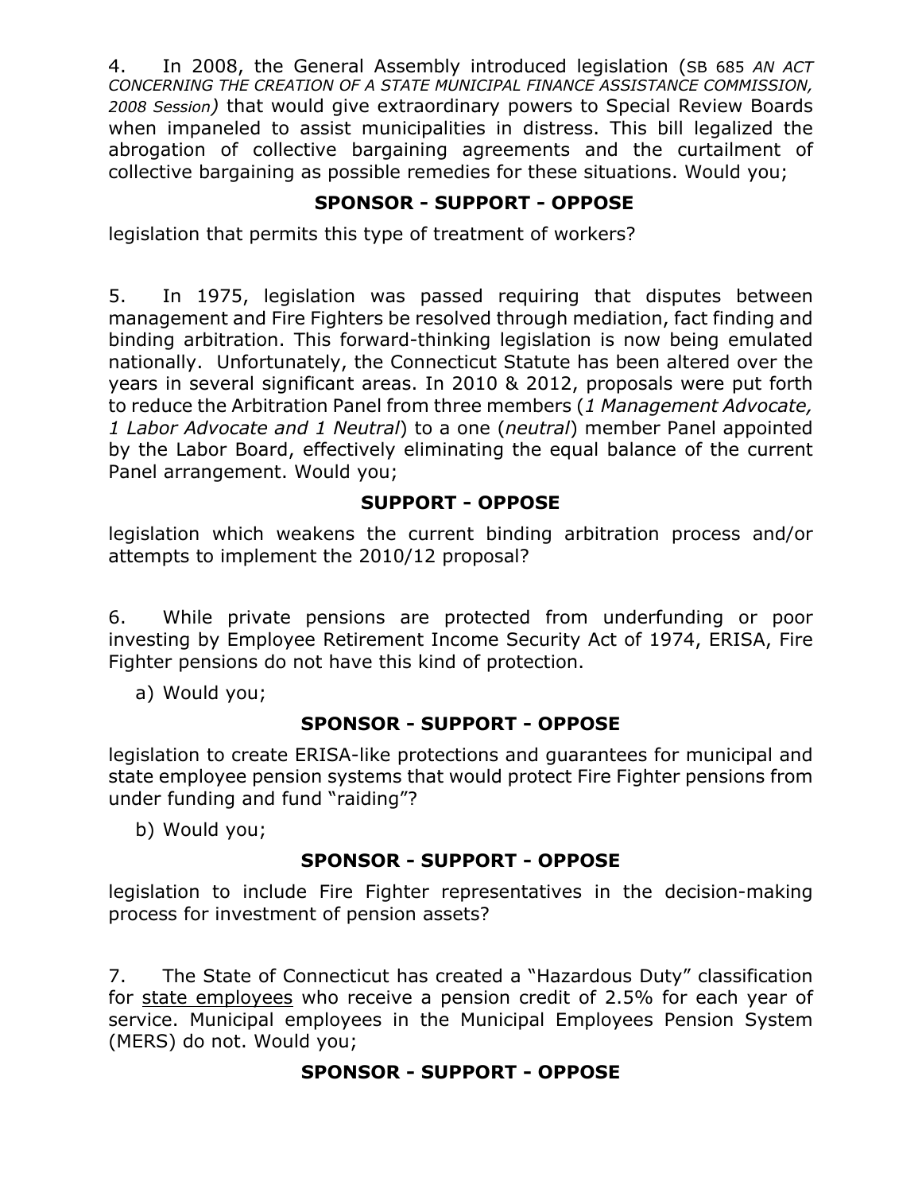4. In 2008, the General Assembly introduced legislation (SB 685 *AN ACT CONCERNING THE CREATION OF A STATE MUNICIPAL FINANCE ASSISTANCE COMMISSION, 2008 Session*) that would give extraordinary powers to Special Review Boards when impaneled to assist municipalities in distress. This bill legalized the abrogation of collective bargaining agreements and the curtailment of collective bargaining as possible remedies for these situations. Would you;

**SPONSOR - SUPPORT - OPPOSE**

legislation that permits this type of treatment of workers?

5. In 1975, legislation was passed requiring that disputes between management and Fire Fighters be resolved through mediation, fact finding and binding arbitration. This forward-thinking legislation is now being emulated nationally. Unfortunately, the Connecticut Statute has been altered over the years in several significant areas. In 2010 & 2012, proposals were put forth to reduce the Arbitration Panel from three members (*1 Management Advocate, 1 Labor Advocate and 1 Neutral*) to a one (*neutral*) member Panel appointed by the Labor Board, effectively eliminating the equal balance of the current Panel arrangement. Would you;

**SUPPORT - OPPOSE**

legislation which weakens the current binding arbitration process and/or attempts to implement the 2010/12 proposal?

6. While private pensions are protected from underfunding or poor investing by Employee Retirement Income Security Act of 1974, ERISA, Fire Fighter pensions do not have this kind of protection.

a) Would you;

**SPONSOR - SUPPORT - OPPOSE**

legislation to create ERISA-like protections and guarantees for municipal and state employee pension systems that would protect Fire Fighter pensions from under funding and fund "raiding"?

b) Would you;

**SPONSOR - SUPPORT - OPPOSE**

legislation to include Fire Fighter representatives in the decision-making process for investment of pension assets?

7. The State of Connecticut has created a "Hazardous Duty" classification for <u>state employees</u> who receive a pension credit of 2.5% for each year of service. Municipal employees in the Municipal Employees Pension System (MERS) do not. Would you;

**SPONSOR - SUPPORT - OPPOSE**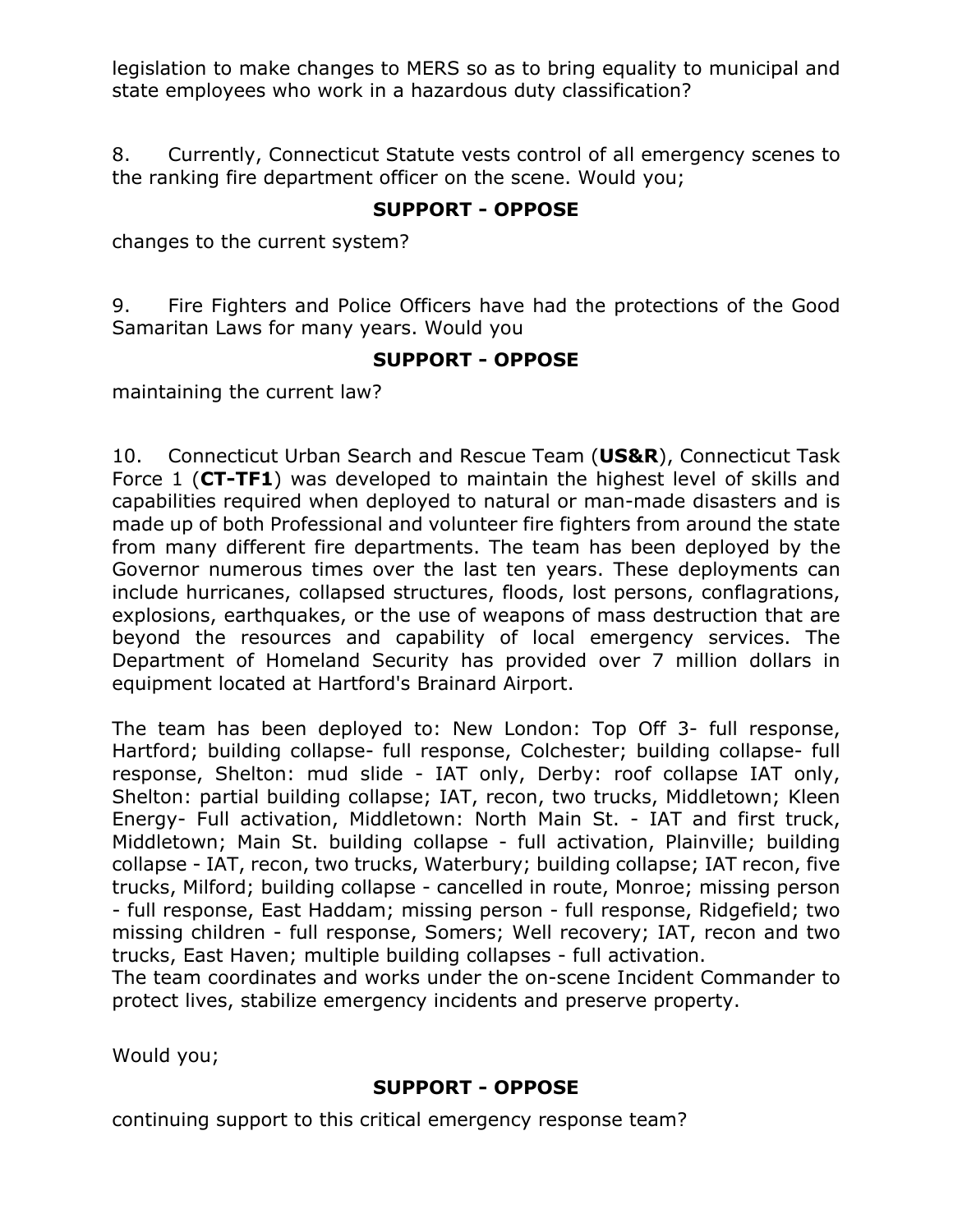legislation to make changes to MERS so as to bring equality to municipal and state employees who work in a hazardous duty classification?

8. Currently, Connecticut Statute vests control of all emergency scenes to the ranking fire department officer on the scene. Would you;

**SUPPORT - OPPOSE**

changes to the current system?

9. Fire Fighters and Police Officers have had the protections of the Good Samaritan Laws for many years. Would you

**SUPPORT - OPPOSE**

maintaining the current law?

10. Connecticut Urban Search and Rescue Team (**US&R**), Connecticut Task Force 1 (**CT-TF1**) was developed to maintain the highest level of skills and capabilities required when deployed to natural or man-made disasters and is made up of both Professional and volunteer fire fighters from around the state from many different fire departments. The team has been deployed by the Governor numerous times over the last ten years. These deployments can include hurricanes, collapsed structures, floods, lost persons, conflagrations, explosions, earthquakes, or the use of weapons of mass destruction that are beyond the resources and capability of local emergency services. The Department of Homeland Security has provided over 7 million dollars in equipment located at Hartford's Brainard Airport.

The team has been deployed to: New London: Top Off 3- full response, Hartford; building collapse- full response, Colchester; building collapse- full response, Shelton: mud slide - IAT only, Derby: roof collapse IAT only, Shelton: partial building collapse; IAT, recon, two trucks, Middletown; Kleen Energy- Full activation, Middletown: North Main St. - IAT and first truck, Middletown; Main St. building collapse - full activation, Plainville; building collapse - IAT, recon, two trucks, Waterbury; building collapse; IAT recon, five trucks, Milford; building collapse - cancelled in route, Monroe; missing person - full response, East Haddam; missing person - full response, Ridgefield; two missing children - full response, Somers; Well recovery; IAT, recon and two trucks, East Haven; multiple building collapses - full activation.
The team coordinates and works under the on-scene Incident Commander to protect lives, stabilize emergency incidents and preserve property.

Would you;

**SUPPORT - OPPOSE**

continuing support to this critical emergency response team?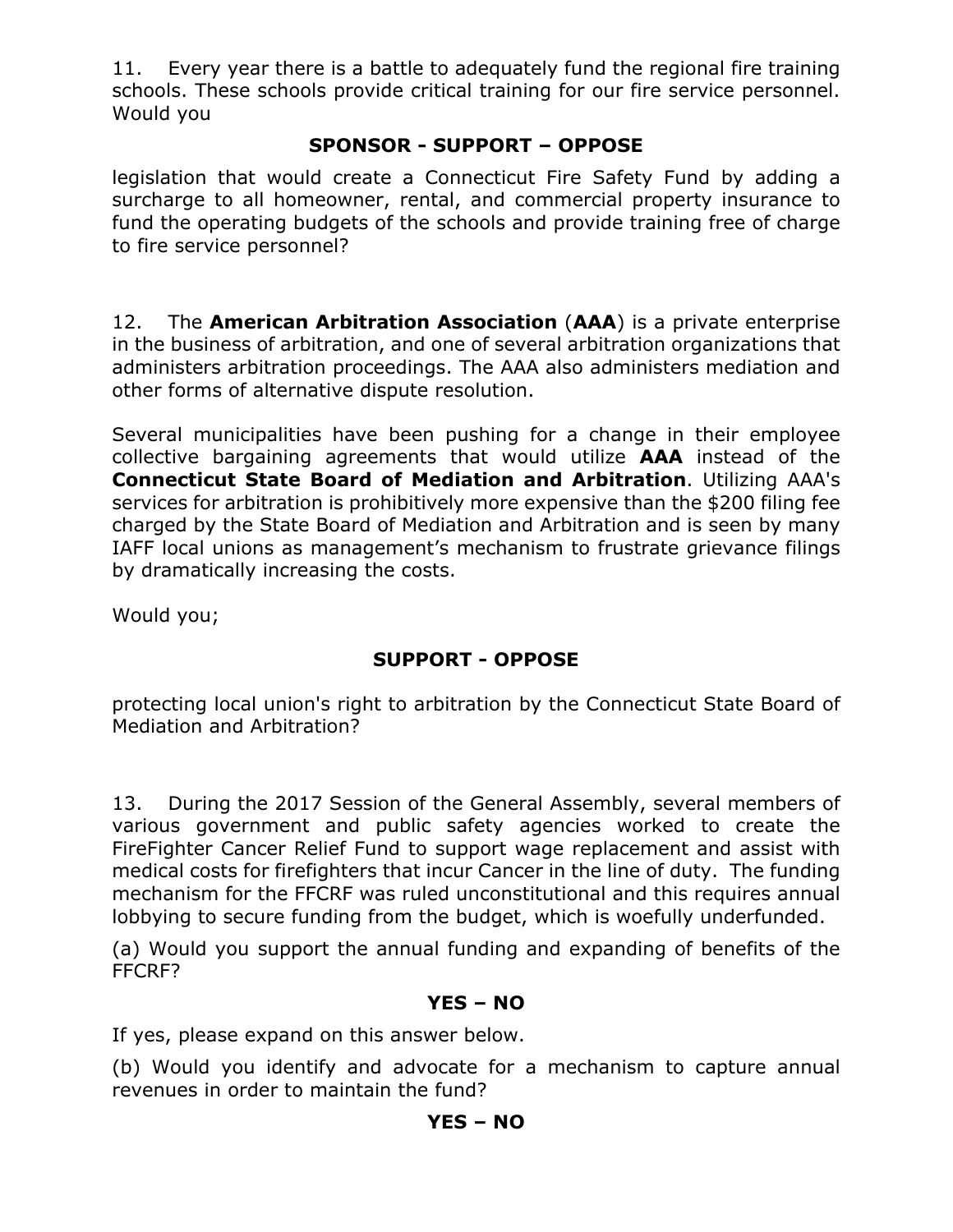11. Every year there is a battle to adequately fund the regional fire training schools. These schools provide critical training for our fire service personnel. Would you

**SPONSOR - SUPPORT – OPPOSE**

legislation that would create a Connecticut Fire Safety Fund by adding a surcharge to all homeowner, rental, and commercial property insurance to fund the operating budgets of the schools and provide training free of charge to fire service personnel?

12. The **American Arbitration Association** (**AAA**) is a private enterprise in the business of arbitration, and one of several arbitration organizations that administers arbitration proceedings. The AAA also administers mediation and other forms of alternative dispute resolution.

Several municipalities have been pushing for a change in their employee collective bargaining agreements that would utilize **AAA** instead of the **Connecticut State Board of Mediation and Arbitration**. Utilizing AAA's services for arbitration is prohibitively more expensive than the $200 filing fee charged by the State Board of Mediation and Arbitration and is seen by many IAFF local unions as management's mechanism to frustrate grievance filings by dramatically increasing the costs.

Would you;

**SUPPORT - OPPOSE**

protecting local union's right to arbitration by the Connecticut State Board of Mediation and Arbitration?

13. During the 2017 Session of the General Assembly, several members of various government and public safety agencies worked to create the FireFighter Cancer Relief Fund to support wage replacement and assist with medical costs for firefighters that incur Cancer in the line of duty. The funding mechanism for the FFCRF was ruled unconstitutional and this requires annual lobbying to secure funding from the budget, which is woefully underfunded.

(a) Would you support the annual funding and expanding of benefits of the FFCRF?

**YES – NO**

If yes, please expand on this answer below.

(b) Would you identify and advocate for a mechanism to capture annual revenues in order to maintain the fund?

**YES – NO**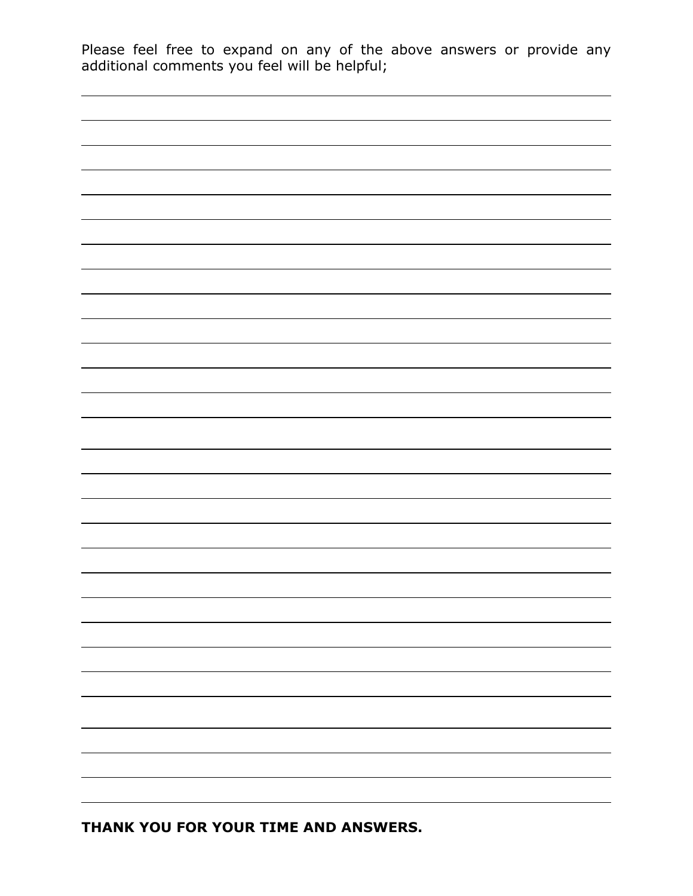Please feel free to expand on any of the above answers or provide any additional comments you feel will be helpful;

**THANK YOU FOR YOUR TIME AND ANSWERS.**